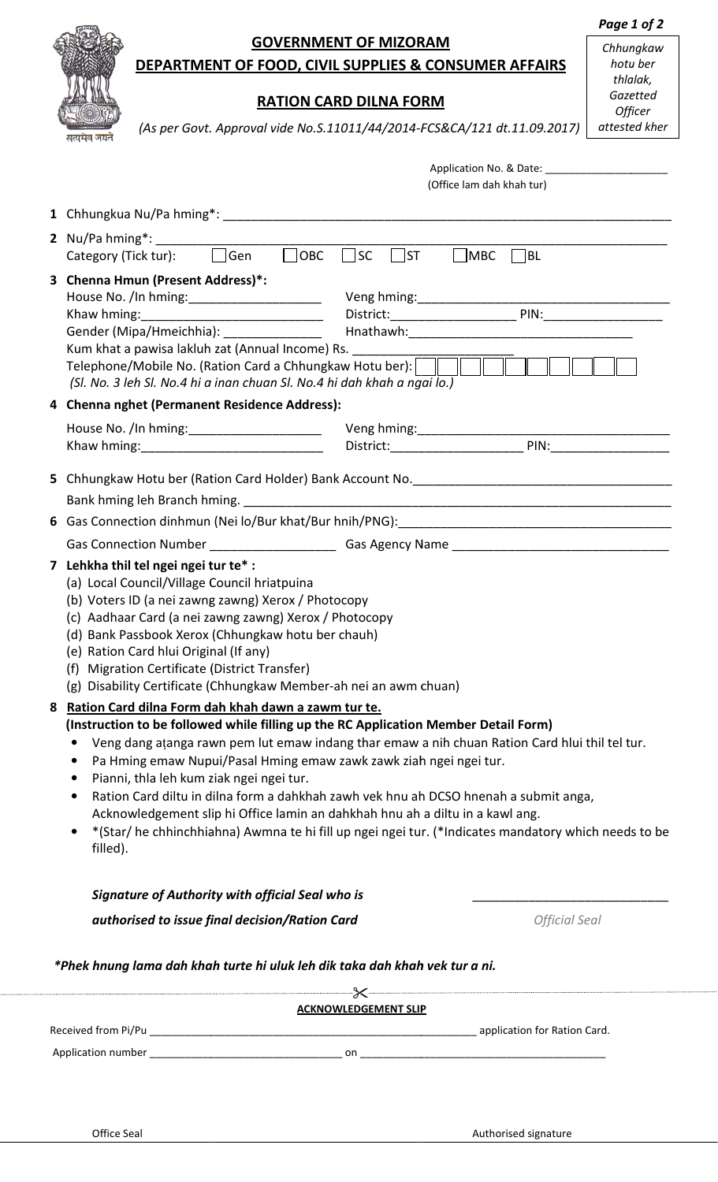Chhungkaw hotu ber thlalak, Gazetted Officer attested kher

# GOVERNMENT OF MIZORAM

## DEPARTMENT OF FOOD, CIVIL SUPPLIES & CONSUMER AFFAIRS

## RATION CARD DILNA FORM

*(As per Govt. Approval vide No.S.11011/44/2014-FCS&CA/121 dt.11.09.2017)*

Application No. & Date: ____________________
(Office lam dah khah tur)

**1** Chhungkua Nu/Pa hming*: ____________________

**2** Nu/Pa hming*: ____________________
Category (Tick tur): ☐ Gen ☐ OBC ☐ SC ☐ ST ☐ MBC ☐ BL

**3 Chenna Hmun (Present Address)*:**
House No. /In hming: ____________________ Veng hming: ____________________
Khaw hming: ____________________ District: ____________________ PIN: ____________________
Gender (Mipa/Hmeichhia): ____________________ Hnathawh: ____________________
Kum khat a pawisa lakluh zat (Annual Income) Rs. ____________________
Telephone/Mobile No. (Ration Card a Chhungkaw Hotu ber): ☐☐☐☐☐☐☐☐☐☐
*(Sl. No. 3 leh Sl. No.4 hi a inan chuan Sl. No.4 hi dah khah a ngai lo.)*

**4 Chenna nghet (Permanent Residence Address):**
House No. /In hming: ____________________ Veng hming: ____________________
Khaw hming: ____________________ District: ____________________ PIN: ____________________

**5** Chhungkaw Hotu ber (Ration Card Holder) Bank Account No. ____________________
Bank hming leh Branch hming. ____________________

**6** Gas Connection dinhmun (Nei lo/Bur khat/Bur hnih/PNG): ____________________
Gas Connection Number ____________________ Gas Agency Name ____________________

**7 Lehkha thil tel ngei ngei tur te* :**
(a) Local Council/Village Council hriatpuina
(b) Voters ID (a nei zawng zawng) Xerox / Photocopy
(c) Aadhaar Card (a nei zawng zawng) Xerox / Photocopy
(d) Bank Passbook Xerox (Chhungkaw hotu ber chauh)
(e) Ration Card hlui Original (If any)
(f) Migration Certificate (District Transfer)
(g) Disability Certificate (Chhungkaw Member-ah nei an awm chuan)

**8 Ration Card dilna Form dah khah dawn a zawm tur te.**
**(Instruction to be followed while filling up the RC Application Member Detail Form)**
- Veng dang aṭanga rawn pem lut emaw indang thar emaw a nih chuan Ration Card hlui thil tel tur.
- Pa Hming emaw Nupui/Pasal Hming emaw zawk zawk ziah ngei ngei tur.
- Pianni, thla leh kum ziak ngei ngei tur.
- Ration Card diltu in dilna form a dahkhah zawh vek hnu ah DCSO hnenah a submit anga, Acknowledgement slip hi Office lamin an dahkhah hnu ah a diltu in a kawl ang.
- *(Star/ he chhinchhiahna) Awmna te hi fill up ngei ngei tur. (*Indicates mandatory which needs to be filled).

***Signature of Authority with official Seal who is authorised to issue final decision/Ration Card*** ____________________

*Official Seal*

***Phek hnung lama dah khah turte hi uluk leh dik taka dah khah vek tur a ni.***

---

**ACKNOWLEDGEMENT SLIP**

Received from Pi/Pu ____________________ application for Ration Card.

Application number ____________________ on ____________________

Office Seal

Authorised signature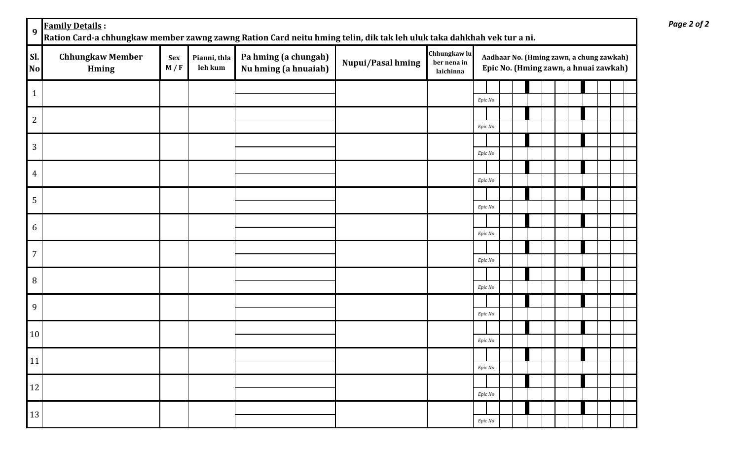**9** **Family Details :**
**Ration Card-a chhungkaw member zawng zawng Ration Card neitu hming telin, dik tak leh uluk taka dahkhah vek tur a ni.**

| Sl. No | Chhungkaw Member Hming | Sex M / F | Pianni, thla leh kum | Pa hming (a chungah) Nu hming (a hnuaiah) | Nupui/Pasal hming | Chhungkaw lu ber nena in laichinna | Aadhaar No. (Hming zawn, a chung zawkah) Epic No. (Hming zawn, a hnuai zawkah) |
|---|---|---|---|---|---|---|---|
| 1 | | | | | | | *Epic No* |
| 2 | | | | | | | *Epic No* |
| 3 | | | | | | | *Epic No* |
| 4 | | | | | | | *Epic No* |
| 5 | | | | | | | *Epic No* |
| 6 | | | | | | | *Epic No* |
| 7 | | | | | | | *Epic No* |
| 8 | | | | | | | *Epic No* |
| 9 | | | | | | | *Epic No* |
| 10 | | | | | | | *Epic No* |
| 11 | | | | | | | *Epic No* |
| 12 | | | | | | | *Epic No* |
| 13 | | | | | | | *Epic No* |